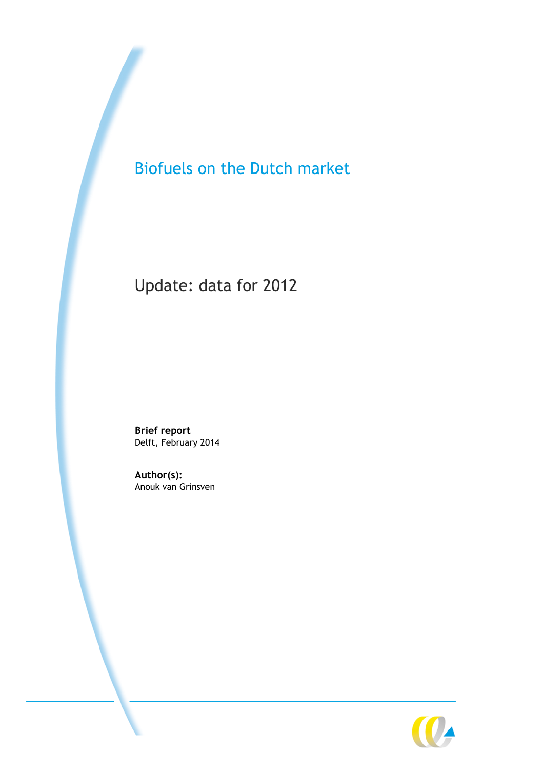# Biofuels on the Dutch market

## Update: data for 2012

**Brief report**
Delft, February 2014

**Author(s):**
Anouk van Grinsven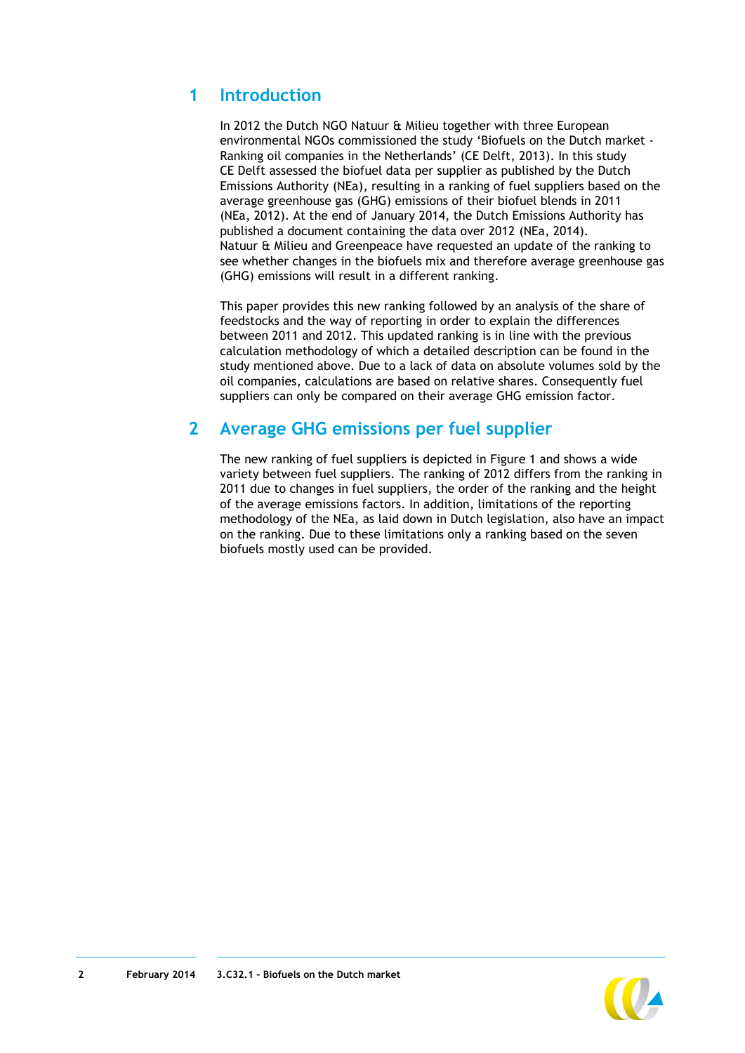# 1 Introduction

In 2012 the Dutch NGO Natuur & Milieu together with three European environmental NGOs commissioned the study 'Biofuels on the Dutch market - Ranking oil companies in the Netherlands' (CE Delft, 2013). In this study CE Delft assessed the biofuel data per supplier as published by the Dutch Emissions Authority (NEa), resulting in a ranking of fuel suppliers based on the average greenhouse gas (GHG) emissions of their biofuel blends in 2011 (NEa, 2012). At the end of January 2014, the Dutch Emissions Authority has published a document containing the data over 2012 (NEa, 2014). Natuur & Milieu and Greenpeace have requested an update of the ranking to see whether changes in the biofuels mix and therefore average greenhouse gas (GHG) emissions will result in a different ranking.

This paper provides this new ranking followed by an analysis of the share of feedstocks and the way of reporting in order to explain the differences between 2011 and 2012. This updated ranking is in line with the previous calculation methodology of which a detailed description can be found in the study mentioned above. Due to a lack of data on absolute volumes sold by the oil companies, calculations are based on relative shares. Consequently fuel suppliers can only be compared on their average GHG emission factor.

# 2 Average GHG emissions per fuel supplier

The new ranking of fuel suppliers is depicted in Figure 1 and shows a wide variety between fuel suppliers. The ranking of 2012 differs from the ranking in 2011 due to changes in fuel suppliers, the order of the ranking and the height of the average emissions factors. In addition, limitations of the reporting methodology of the NEa, as laid down in Dutch legislation, also have an impact on the ranking. Due to these limitations only a ranking based on the seven biofuels mostly used can be provided.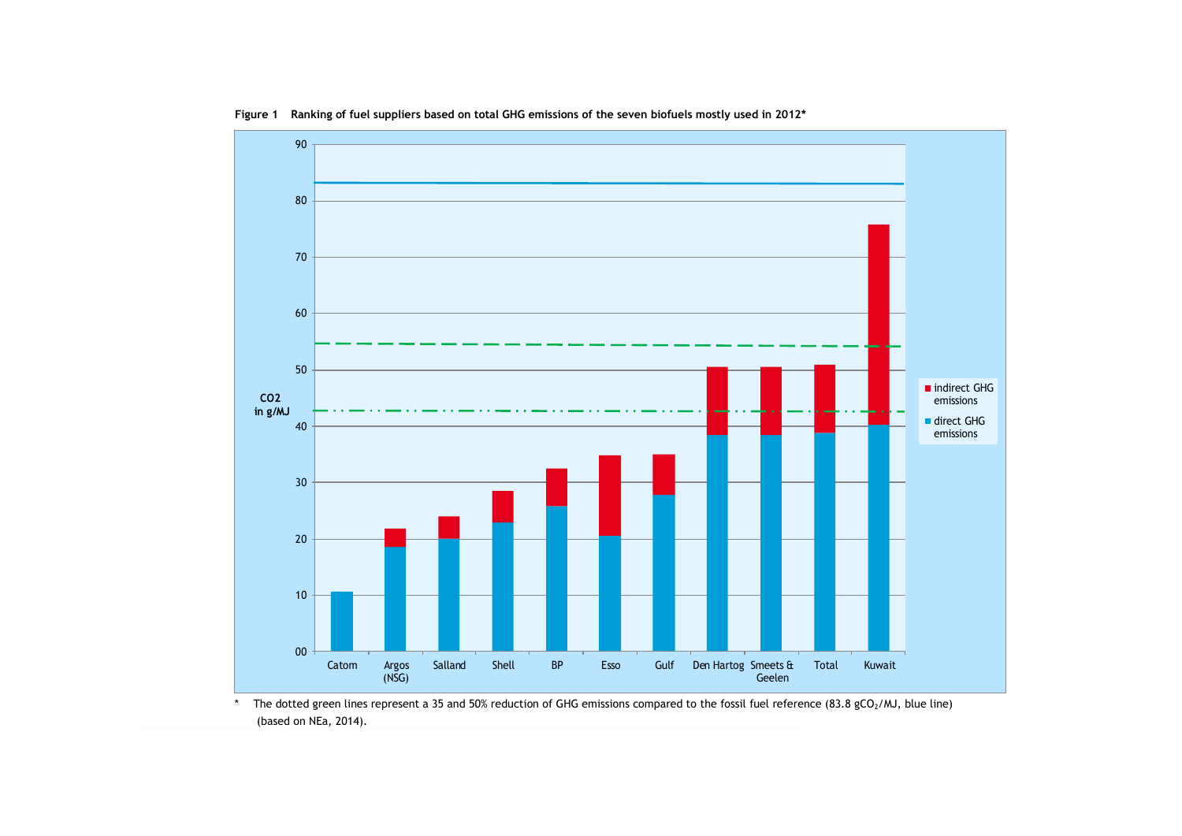**Figure 1 Ranking of fuel suppliers based on total GHG emissions of the seven biofuels mostly used in 2012***

\* The dotted green lines represent a 35 and 50% reduction of GHG emissions compared to the fossil fuel reference (83.8 $gCO_2$/MJ, blue line) (based on NEa, 2014).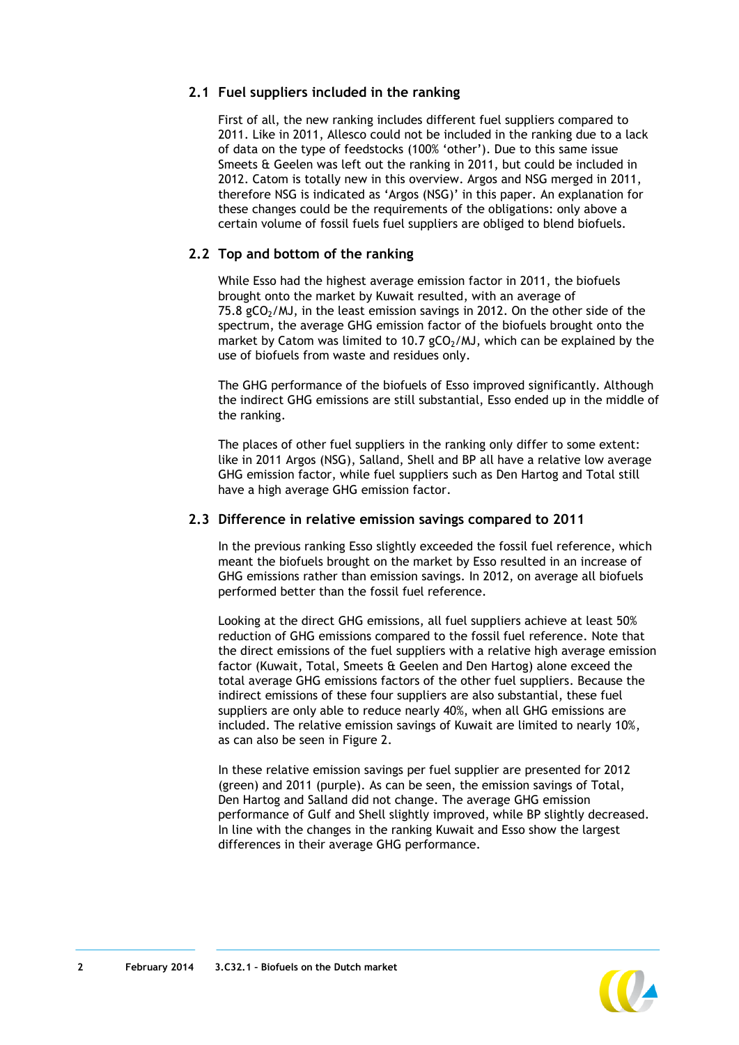## 2.1 Fuel suppliers included in the ranking

First of all, the new ranking includes different fuel suppliers compared to 2011. Like in 2011, Allesco could not be included in the ranking due to a lack of data on the type of feedstocks (100% 'other'). Due to this same issue Smeets & Geelen was left out the ranking in 2011, but could be included in 2012. Catom is totally new in this overview. Argos and NSG merged in 2011, therefore NSG is indicated as 'Argos (NSG)' in this paper. An explanation for these changes could be the requirements of the obligations: only above a certain volume of fossil fuels fuel suppliers are obliged to blend biofuels.

## 2.2 Top and bottom of the ranking

While Esso had the highest average emission factor in 2011, the biofuels brought onto the market by Kuwait resulted, with an average of 75.8 $gCO_2$/MJ, in the least emission savings in 2012. On the other side of the spectrum, the average GHG emission factor of the biofuels brought onto the market by Catom was limited to 10.7 $gCO_2$/MJ, which can be explained by the use of biofuels from waste and residues only.

The GHG performance of the biofuels of Esso improved significantly. Although the indirect GHG emissions are still substantial, Esso ended up in the middle of the ranking.

The places of other fuel suppliers in the ranking only differ to some extent: like in 2011 Argos (NSG), Salland, Shell and BP all have a relative low average GHG emission factor, while fuel suppliers such as Den Hartog and Total still have a high average GHG emission factor.

## 2.3 Difference in relative emission savings compared to 2011

In the previous ranking Esso slightly exceeded the fossil fuel reference, which meant the biofuels brought on the market by Esso resulted in an increase of GHG emissions rather than emission savings. In 2012, on average all biofuels performed better than the fossil fuel reference.

Looking at the direct GHG emissions, all fuel suppliers achieve at least 50% reduction of GHG emissions compared to the fossil fuel reference. Note that the direct emissions of the fuel suppliers with a relative high average emission factor (Kuwait, Total, Smeets & Geelen and Den Hartog) alone exceed the total average GHG emissions factors of the other fuel suppliers. Because the indirect emissions of these four suppliers are also substantial, these fuel suppliers are only able to reduce nearly 40%, when all GHG emissions are included. The relative emission savings of Kuwait are limited to nearly 10%, as can also be seen in Figure 2.

In these relative emission savings per fuel supplier are presented for 2012 (green) and 2011 (purple). As can be seen, the emission savings of Total, Den Hartog and Salland did not change. The average GHG emission performance of Gulf and Shell slightly improved, while BP slightly decreased. In line with the changes in the ranking Kuwait and Esso show the largest differences in their average GHG performance.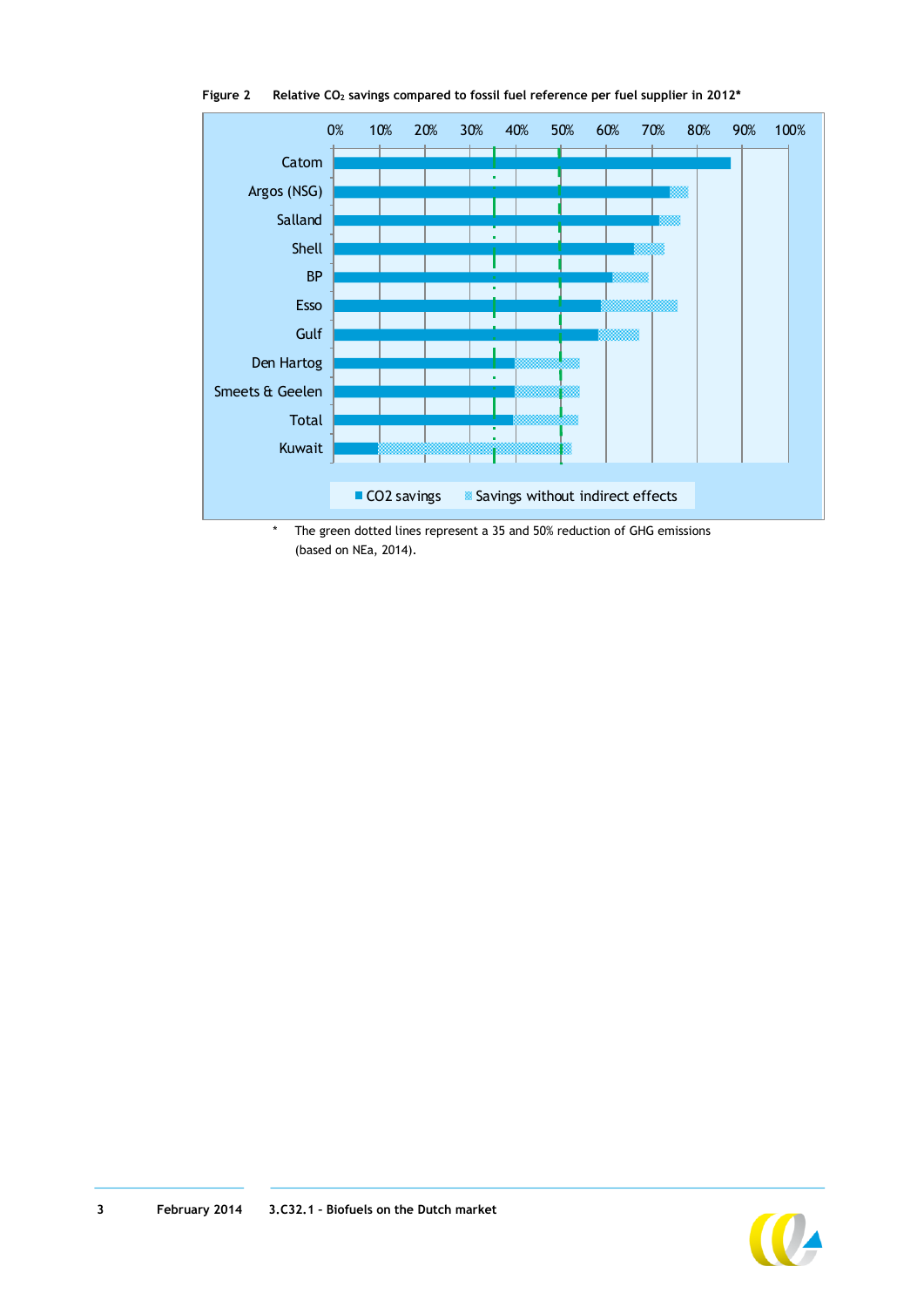Figure 2 Relative $CO_2$ savings compared to fossil fuel reference per fuel supplier in 2012*

\* The green dotted lines represent a 35 and 50% reduction of GHG emissions (based on NEa, 2014).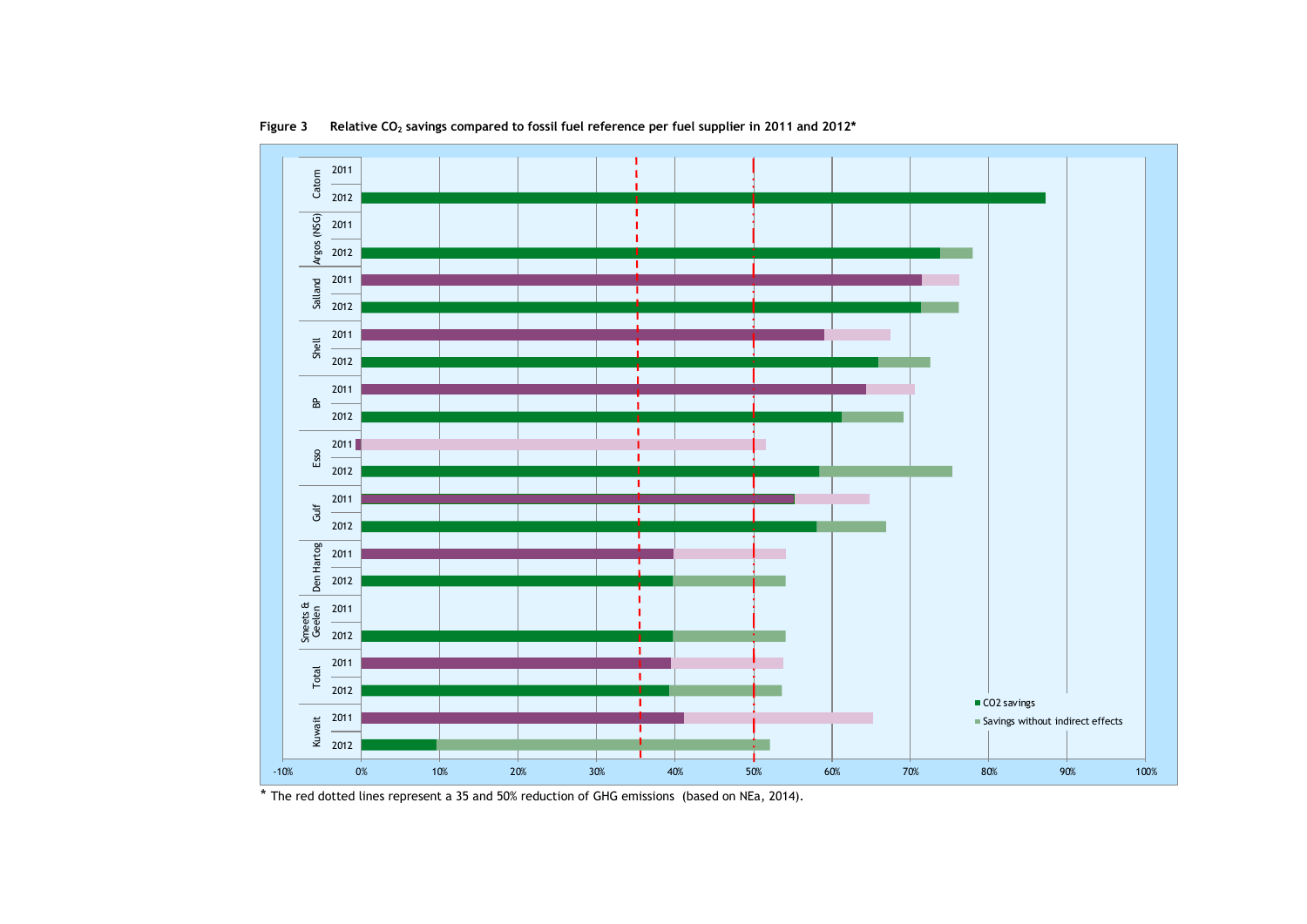**Figure 3** Relative $CO_2$ savings compared to fossil fuel reference per fuel supplier in 2011 and 2012*

* The red dotted lines represent a 35 and 50% reduction of GHG emissions (based on NEa, 2014).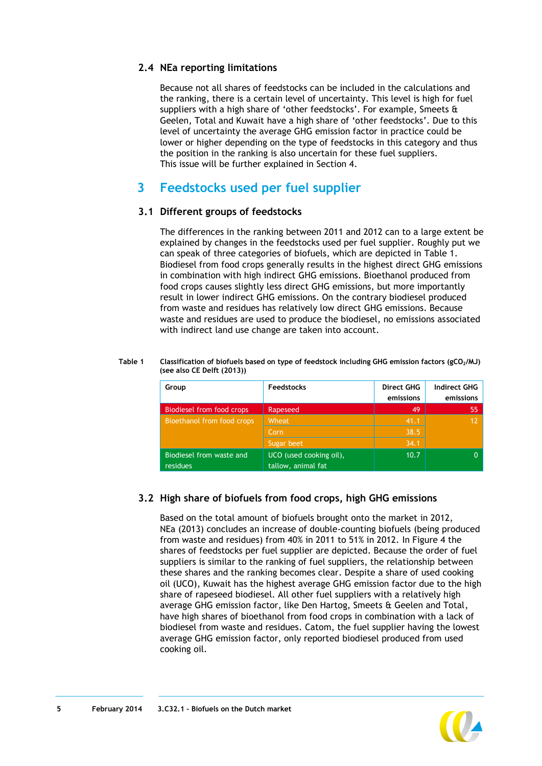### 2.4 NEa reporting limitations

Because not all shares of feedstocks can be included in the calculations and the ranking, there is a certain level of uncertainty. This level is high for fuel suppliers with a high share of 'other feedstocks'. For example, Smeets & Geelen, Total and Kuwait have a high share of 'other feedstocks'. Due to this level of uncertainty the average GHG emission factor in practice could be lower or higher depending on the type of feedstocks in this category and thus the position in the ranking is also uncertain for these fuel suppliers. This issue will be further explained in Section 4.

## 3 Feedstocks used per fuel supplier

### 3.1 Different groups of feedstocks

The differences in the ranking between 2011 and 2012 can to a large extent be explained by changes in the feedstocks used per fuel supplier. Roughly put we can speak of three categories of biofuels, which are depicted in Table 1. Biodiesel from food crops generally results in the highest direct GHG emissions in combination with high indirect GHG emissions. Bioethanol produced from food crops causes slightly less direct GHG emissions, but more importantly result in lower indirect GHG emissions. On the contrary biodiesel produced from waste and residues has relatively low direct GHG emissions. Because waste and residues are used to produce the biodiesel, no emissions associated with indirect land use change are taken into account.

**Table 1** **Classification of biofuels based on type of feedstock including GHG emission factors ($gCO_2/MJ$) (see also CE Delft (2013))**

| Group | Feedstocks | Direct GHG emissions | Indirect GHG emissions |
|---|---|---|---|
| Biodiesel from food crops | Rapeseed | 49 | 55 |
| Bioethanol from food crops | Wheat | 41.1 | 12 |
| | Corn | 38.5 | |
| | Sugar beet | 34.1 | |
| Biodiesel from waste and residues | UCO (used cooking oil), tallow, animal fat | 10.7 | 0 |

### 3.2 High share of biofuels from food crops, high GHG emissions

Based on the total amount of biofuels brought onto the market in 2012, NEa (2013) concludes an increase of double-counting biofuels (being produced from waste and residues) from 40% in 2011 to 51% in 2012. In Figure 4 the shares of feedstocks per fuel supplier are depicted. Because the order of fuel suppliers is similar to the ranking of fuel suppliers, the relationship between these shares and the ranking becomes clear. Despite a share of used cooking oil (UCO), Kuwait has the highest average GHG emission factor due to the high share of rapeseed biodiesel. All other fuel suppliers with a relatively high average GHG emission factor, like Den Hartog, Smeets & Geelen and Total, have high shares of bioethanol from food crops in combination with a lack of biodiesel from waste and residues. Catom, the fuel supplier having the lowest average GHG emission factor, only reported biodiesel produced from used cooking oil.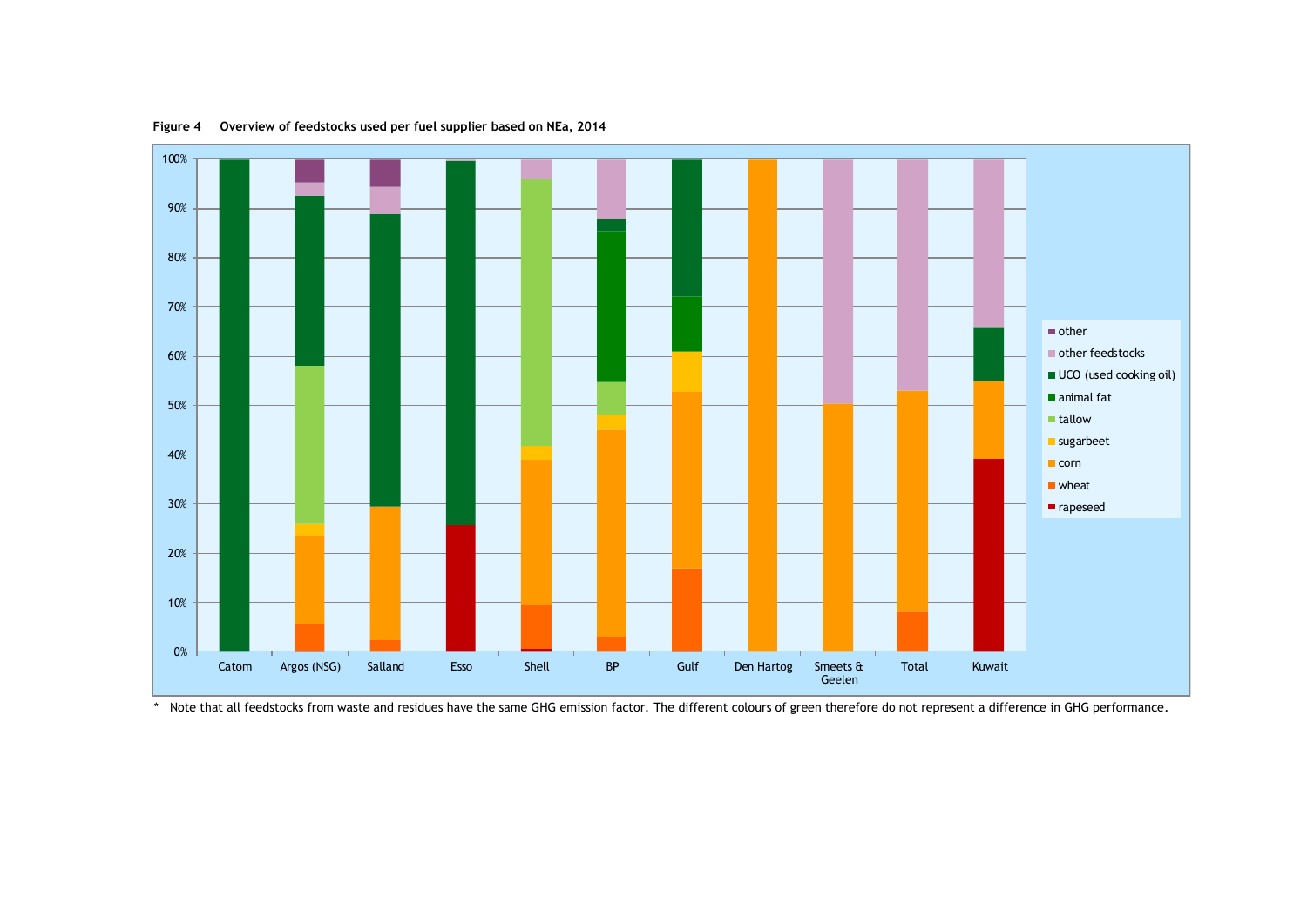**Figure 4 Overview of feedstocks used per fuel supplier based on NEa, 2014**

\* Note that all feedstocks from waste and residues have the same GHG emission factor. The different colours of green therefore do not represent a difference in GHG performance.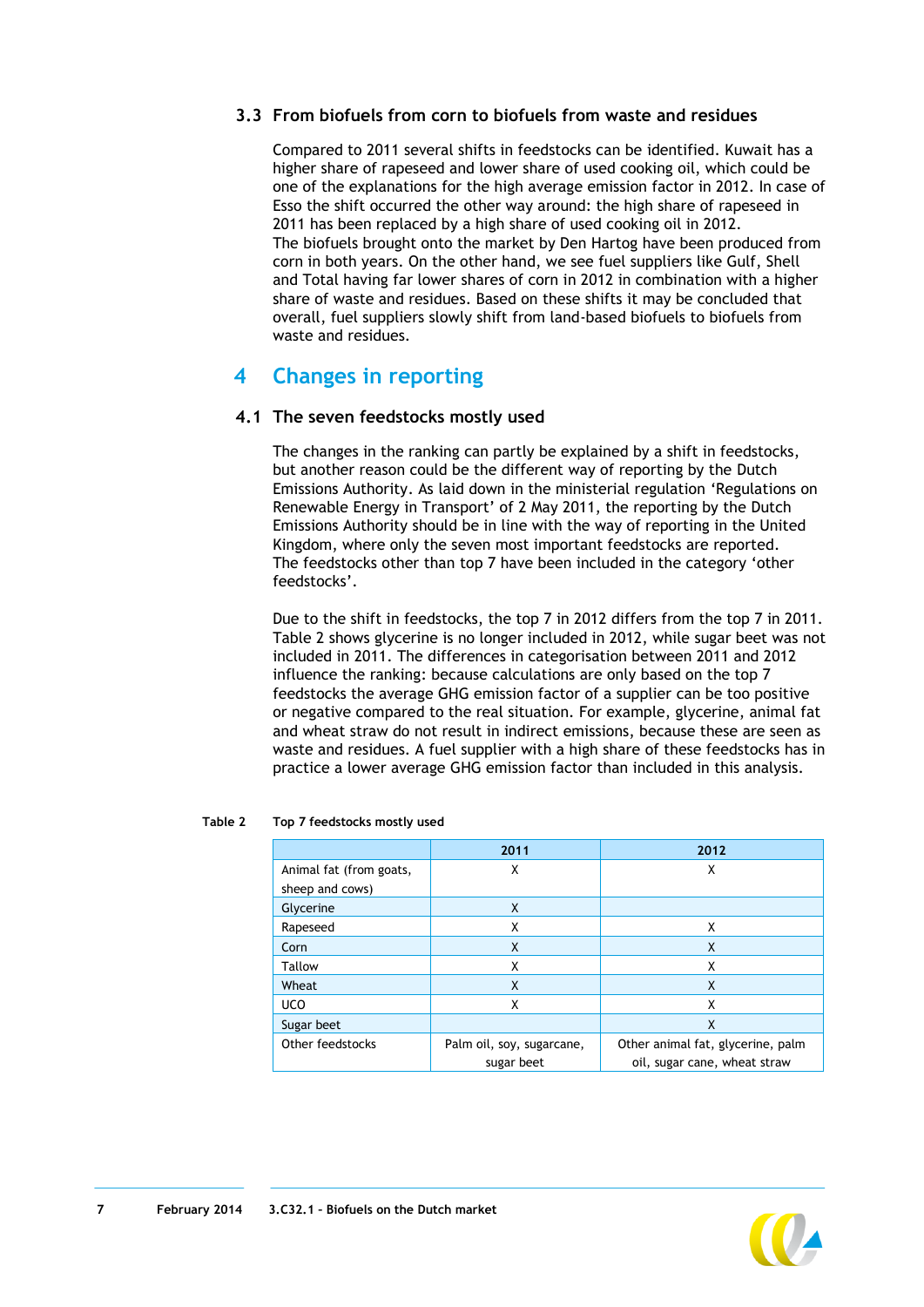### 3.3 From biofuels from corn to biofuels from waste and residues

Compared to 2011 several shifts in feedstocks can be identified. Kuwait has a higher share of rapeseed and lower share of used cooking oil, which could be one of the explanations for the high average emission factor in 2012. In case of Esso the shift occurred the other way around: the high share of rapeseed in 2011 has been replaced by a high share of used cooking oil in 2012.
The biofuels brought onto the market by Den Hartog have been produced from corn in both years. On the other hand, we see fuel suppliers like Gulf, Shell and Total having far lower shares of corn in 2012 in combination with a higher share of waste and residues. Based on these shifts it may be concluded that overall, fuel suppliers slowly shift from land-based biofuels to biofuels from waste and residues.

# 4 Changes in reporting

## 4.1 The seven feedstocks mostly used

The changes in the ranking can partly be explained by a shift in feedstocks, but another reason could be the different way of reporting by the Dutch Emissions Authority. As laid down in the ministerial regulation 'Regulations on Renewable Energy in Transport' of 2 May 2011, the reporting by the Dutch Emissions Authority should be in line with the way of reporting in the United Kingdom, where only the seven most important feedstocks are reported. The feedstocks other than top 7 have been included in the category 'other feedstocks'.

Due to the shift in feedstocks, the top 7 in 2012 differs from the top 7 in 2011. Table 2 shows glycerine is no longer included in 2012, while sugar beet was not included in 2011. The differences in categorisation between 2011 and 2012 influence the ranking: because calculations are only based on the top 7 feedstocks the average GHG emission factor of a supplier can be too positive or negative compared to the real situation. For example, glycerine, animal fat and wheat straw do not result in indirect emissions, because these are seen as waste and residues. A fuel supplier with a high share of these feedstocks has in practice a lower average GHG emission factor than included in this analysis.

**Table 2 Top 7 feedstocks mostly used**

| | 2011 | 2012 |
|---|---|---|
| Animal fat (from goats, sheep and cows) | X | X |
| Glycerine | X | |
| Rapeseed | X | X |
| Corn | X | X |
| Tallow | X | X |
| Wheat | X | X |
| UCO | X | X |
| Sugar beet | | X |
| Other feedstocks | Palm oil, soy, sugarcane, sugar beet | Other animal fat, glycerine, palm oil, sugar cane, wheat straw |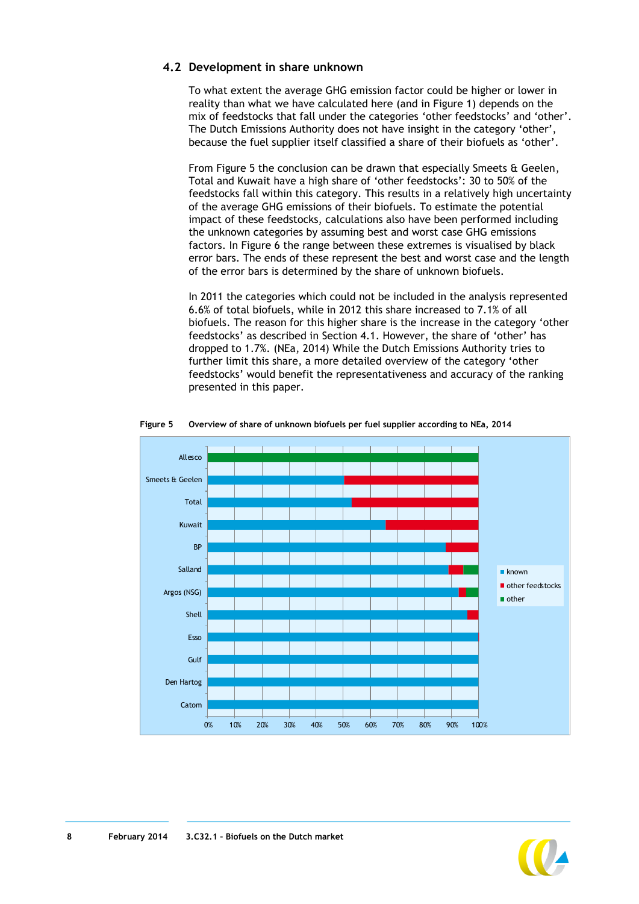## 4.2 Development in share unknown

To what extent the average GHG emission factor could be higher or lower in reality than what we have calculated here (and in Figure 1) depends on the mix of feedstocks that fall under the categories 'other feedstocks' and 'other'. The Dutch Emissions Authority does not have insight in the category 'other', because the fuel supplier itself classified a share of their biofuels as 'other'.

From Figure 5 the conclusion can be drawn that especially Smeets & Geelen, Total and Kuwait have a high share of 'other feedstocks': 30 to 50% of the feedstocks fall within this category. This results in a relatively high uncertainty of the average GHG emissions of their biofuels. To estimate the potential impact of these feedstocks, calculations also have been performed including the unknown categories by assuming best and worst case GHG emissions factors. In Figure 6 the range between these extremes is visualised by black error bars. The ends of these represent the best and worst case and the length of the error bars is determined by the share of unknown biofuels.

In 2011 the categories which could not be included in the analysis represented 6.6% of total biofuels, while in 2012 this share increased to 7.1% of all biofuels. The reason for this higher share is the increase in the category 'other feedstocks' as described in Section 4.1. However, the share of 'other' has dropped to 1.7%. (NEa, 2014) While the Dutch Emissions Authority tries to further limit this share, a more detailed overview of the category 'other feedstocks' would benefit the representativeness and accuracy of the ranking presented in this paper.

**Figure 5 Overview of share of unknown biofuels per fuel supplier according to NEa, 2014**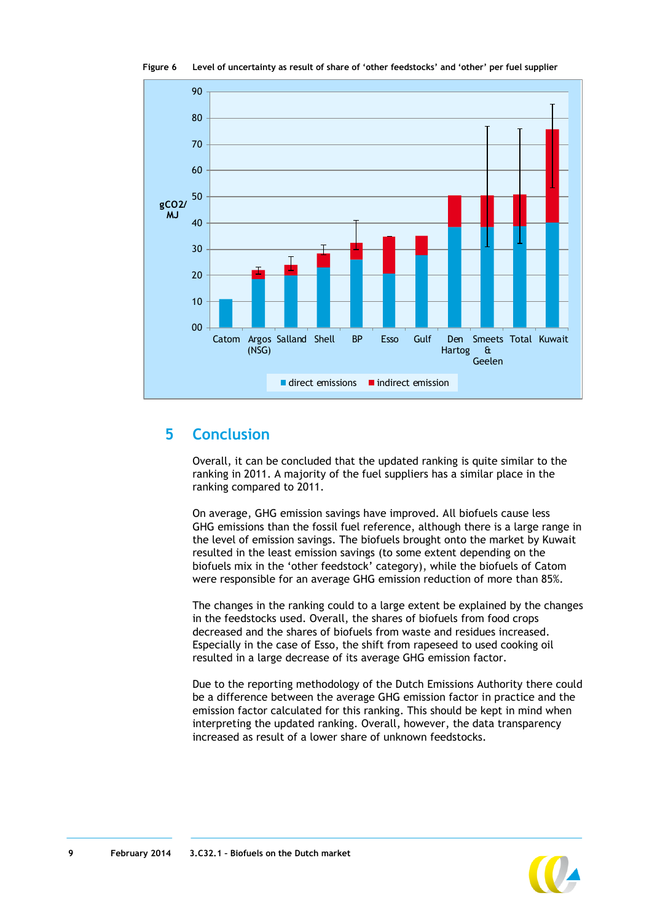Figure 6 Level of uncertainty as result of share of 'other feedstocks' and 'other' per fuel supplier

## 5 Conclusion

Overall, it can be concluded that the updated ranking is quite similar to the ranking in 2011. A majority of the fuel suppliers has a similar place in the ranking compared to 2011.

On average, GHG emission savings have improved. All biofuels cause less GHG emissions than the fossil fuel reference, although there is a large range in the level of emission savings. The biofuels brought onto the market by Kuwait resulted in the least emission savings (to some extent depending on the biofuels mix in the 'other feedstock' category), while the biofuels of Catom were responsible for an average GHG emission reduction of more than 85%.

The changes in the ranking could to a large extent be explained by the changes in the feedstocks used. Overall, the shares of biofuels from food crops decreased and the shares of biofuels from waste and residues increased. Especially in the case of Esso, the shift from rapeseed to used cooking oil resulted in a large decrease of its average GHG emission factor.

Due to the reporting methodology of the Dutch Emissions Authority there could be a difference between the average GHG emission factor in practice and the emission factor calculated for this ranking. This should be kept in mind when interpreting the updated ranking. Overall, however, the data transparency increased as result of a lower share of unknown feedstocks.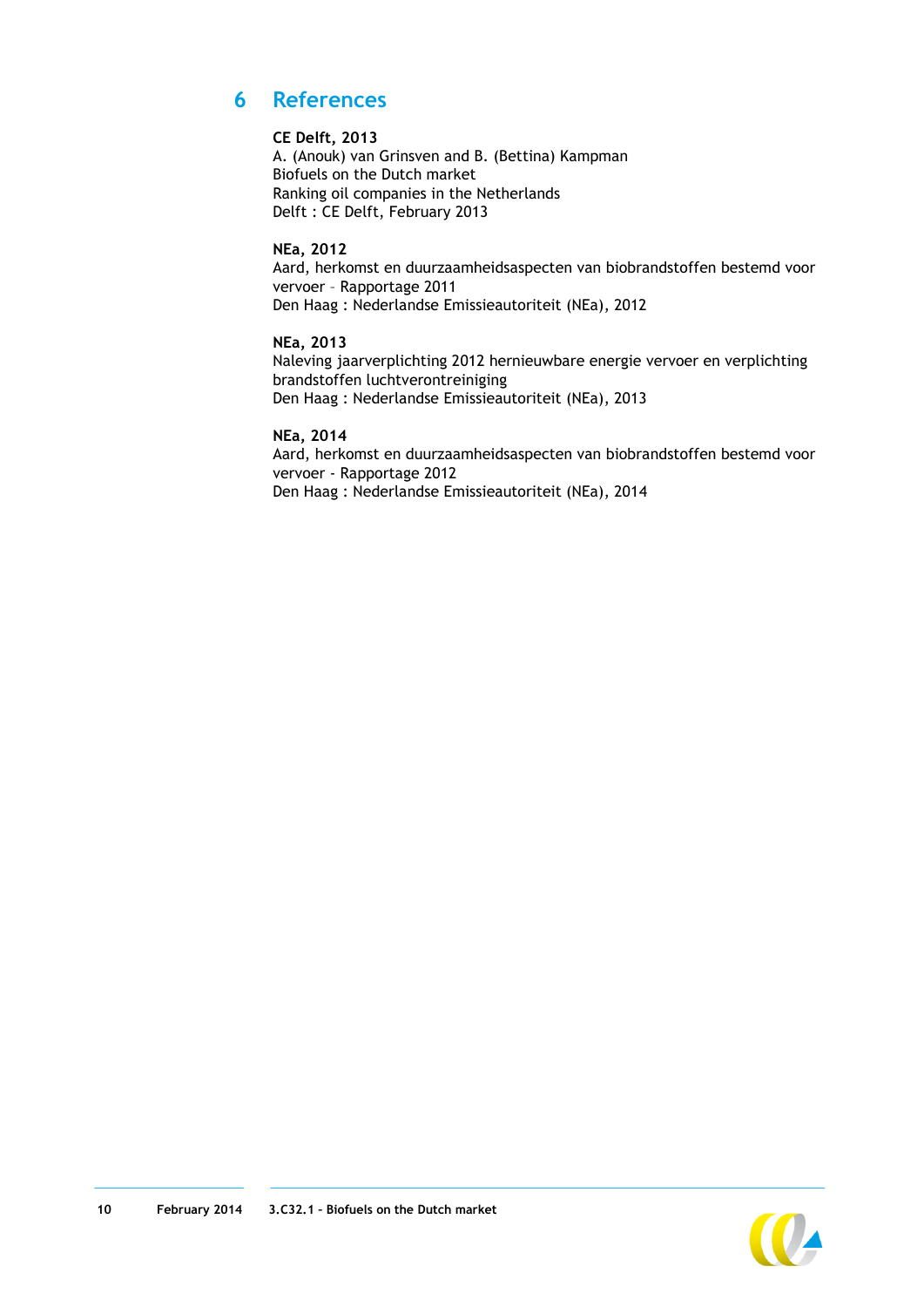# 6 References

**CE Delft, 2013**
A. (Anouk) van Grinsven and B. (Bettina) Kampman
Biofuels on the Dutch market
Ranking oil companies in the Netherlands
Delft : CE Delft, February 2013

**NEa, 2012**
Aard, herkomst en duurzaamheidsaspecten van biobrandstoffen bestemd voor vervoer – Rapportage 2011
Den Haag : Nederlandse Emissieautoriteit (NEa), 2012

**NEa, 2013**
Naleving jaarverplichting 2012 hernieuwbare energie vervoer en verplichting brandstoffen luchtverontreiniging
Den Haag : Nederlandse Emissieautoriteit (NEa), 2013

**NEa, 2014**
Aard, herkomst en duurzaamheidsaspecten van biobrandstoffen bestemd voor vervoer - Rapportage 2012
Den Haag : Nederlandse Emissieautoriteit (NEa), 2014